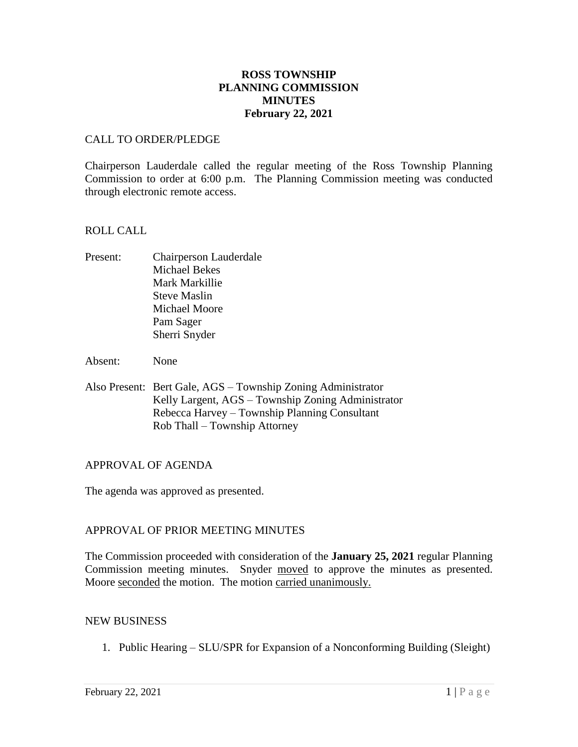# ROSS TOWNSHIP
# PLANNING COMMISSION
# MINUTES
# February 22, 2021

## CALL TO ORDER/PLEDGE

Chairperson Lauderdale called the regular meeting of the Ross Township Planning Commission to order at 6:00 p.m. The Planning Commission meeting was conducted through electronic remote access.

## ROLL CALL

Present: Chairperson Lauderdale
Michael Bekes
Mark Markillie
Steve Maslin
Michael Moore
Pam Sager
Sherri Snyder

Absent: None

Also Present: Bert Gale, AGS – Township Zoning Administrator
Kelly Largent, AGS – Township Zoning Administrator
Rebecca Harvey – Township Planning Consultant
Rob Thall – Township Attorney

## APPROVAL OF AGENDA

The agenda was approved as presented.

## APPROVAL OF PRIOR MEETING MINUTES

The Commission proceeded with consideration of the **January 25, 2021** regular Planning Commission meeting minutes. Snyder moved to approve the minutes as presented. Moore seconded the motion. The motion carried unanimously.

## NEW BUSINESS

1. Public Hearing – SLU/SPR for Expansion of a Nonconforming Building (Sleight)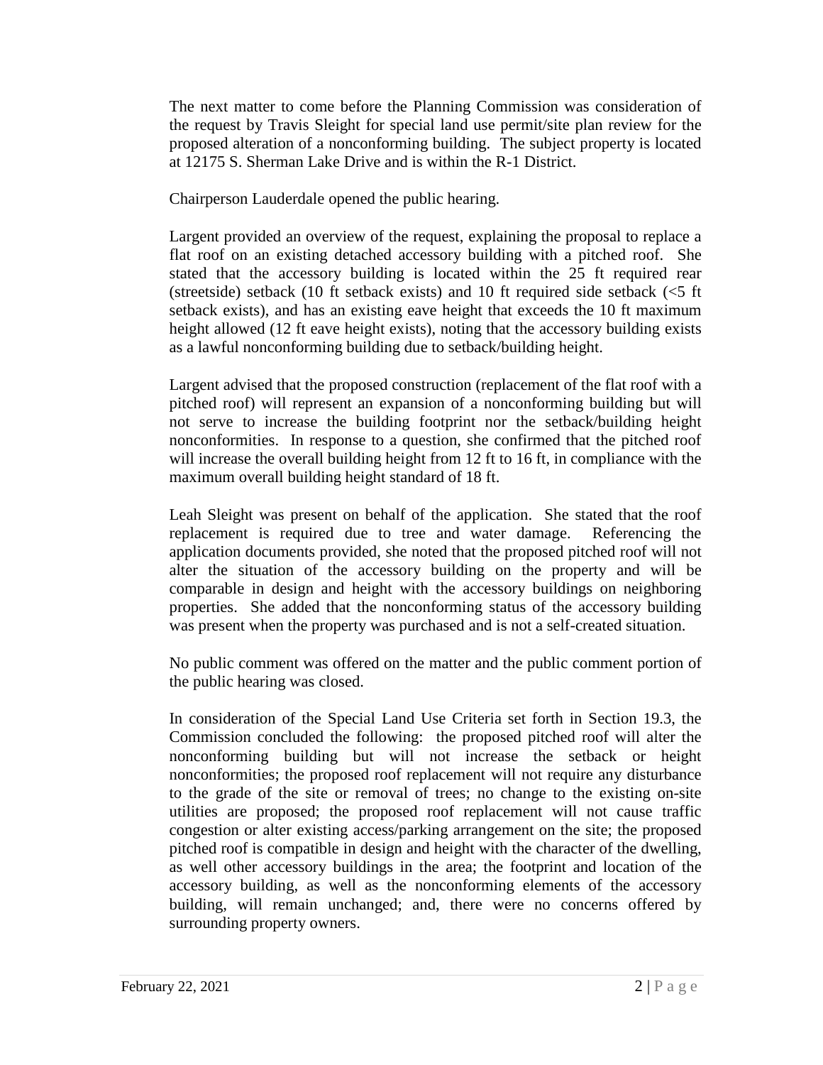The next matter to come before the Planning Commission was consideration of the request by Travis Sleight for special land use permit/site plan review for the proposed alteration of a nonconforming building. The subject property is located at 12175 S. Sherman Lake Drive and is within the R-1 District.

Chairperson Lauderdale opened the public hearing.

Largent provided an overview of the request, explaining the proposal to replace a flat roof on an existing detached accessory building with a pitched roof. She stated that the accessory building is located within the 25 ft required rear (streetside) setback (10 ft setback exists) and 10 ft required side setback (<5 ft setback exists), and has an existing eave height that exceeds the 10 ft maximum height allowed (12 ft eave height exists), noting that the accessory building exists as a lawful nonconforming building due to setback/building height.

Largent advised that the proposed construction (replacement of the flat roof with a pitched roof) will represent an expansion of a nonconforming building but will not serve to increase the building footprint nor the setback/building height nonconformities. In response to a question, she confirmed that the pitched roof will increase the overall building height from 12 ft to 16 ft, in compliance with the maximum overall building height standard of 18 ft.

Leah Sleight was present on behalf of the application. She stated that the roof replacement is required due to tree and water damage. Referencing the application documents provided, she noted that the proposed pitched roof will not alter the situation of the accessory building on the property and will be comparable in design and height with the accessory buildings on neighboring properties. She added that the nonconforming status of the accessory building was present when the property was purchased and is not a self-created situation.

No public comment was offered on the matter and the public comment portion of the public hearing was closed.

In consideration of the Special Land Use Criteria set forth in Section 19.3, the Commission concluded the following: the proposed pitched roof will alter the nonconforming building but will not increase the setback or height nonconformities; the proposed roof replacement will not require any disturbance to the grade of the site or removal of trees; no change to the existing on-site utilities are proposed; the proposed roof replacement will not cause traffic congestion or alter existing access/parking arrangement on the site; the proposed pitched roof is compatible in design and height with the character of the dwelling, as well other accessory buildings in the area; the footprint and location of the accessory building, as well as the nonconforming elements of the accessory building, will remain unchanged; and, there were no concerns offered by surrounding property owners.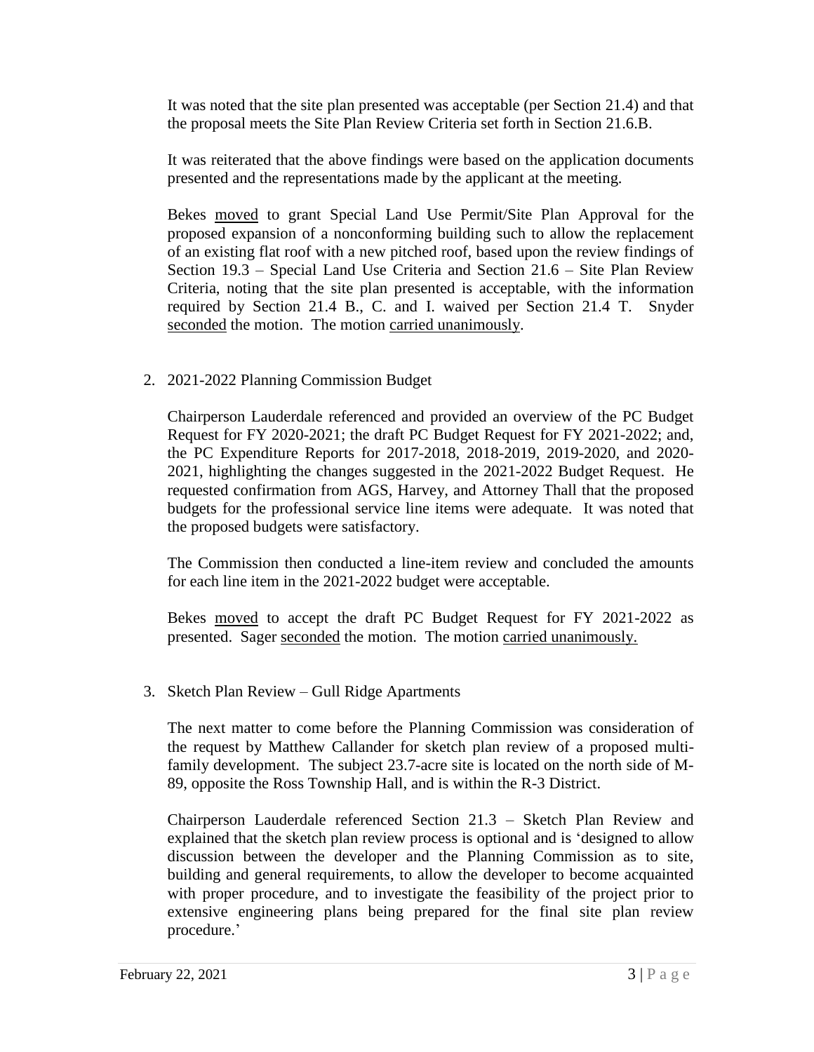It was noted that the site plan presented was acceptable (per Section 21.4) and that the proposal meets the Site Plan Review Criteria set forth in Section 21.6.B.

It was reiterated that the above findings were based on the application documents presented and the representations made by the applicant at the meeting.

Bekes moved to grant Special Land Use Permit/Site Plan Approval for the proposed expansion of a nonconforming building such to allow the replacement of an existing flat roof with a new pitched roof, based upon the review findings of Section 19.3 – Special Land Use Criteria and Section 21.6 – Site Plan Review Criteria, noting that the site plan presented is acceptable, with the information required by Section 21.4 B., C. and I. waived per Section 21.4 T. Snyder seconded the motion. The motion carried unanimously.

2. 2021-2022 Planning Commission Budget

   Chairperson Lauderdale referenced and provided an overview of the PC Budget Request for FY 2020-2021; the draft PC Budget Request for FY 2021-2022; and, the PC Expenditure Reports for 2017-2018, 2018-2019, 2019-2020, and 2020-2021, highlighting the changes suggested in the 2021-2022 Budget Request. He requested confirmation from AGS, Harvey, and Attorney Thall that the proposed budgets for the professional service line items were adequate. It was noted that the proposed budgets were satisfactory.

   The Commission then conducted a line-item review and concluded the amounts for each line item in the 2021-2022 budget were acceptable.

   Bekes moved to accept the draft PC Budget Request for FY 2021-2022 as presented. Sager seconded the motion. The motion carried unanimously.

3. Sketch Plan Review – Gull Ridge Apartments

   The next matter to come before the Planning Commission was consideration of the request by Matthew Callander for sketch plan review of a proposed multi-family development. The subject 23.7-acre site is located on the north side of M-89, opposite the Ross Township Hall, and is within the R-3 District.

   Chairperson Lauderdale referenced Section 21.3 – Sketch Plan Review and explained that the sketch plan review process is optional and is 'designed to allow discussion between the developer and the Planning Commission as to site, building and general requirements, to allow the developer to become acquainted with proper procedure, and to investigate the feasibility of the project prior to extensive engineering plans being prepared for the final site plan review procedure.'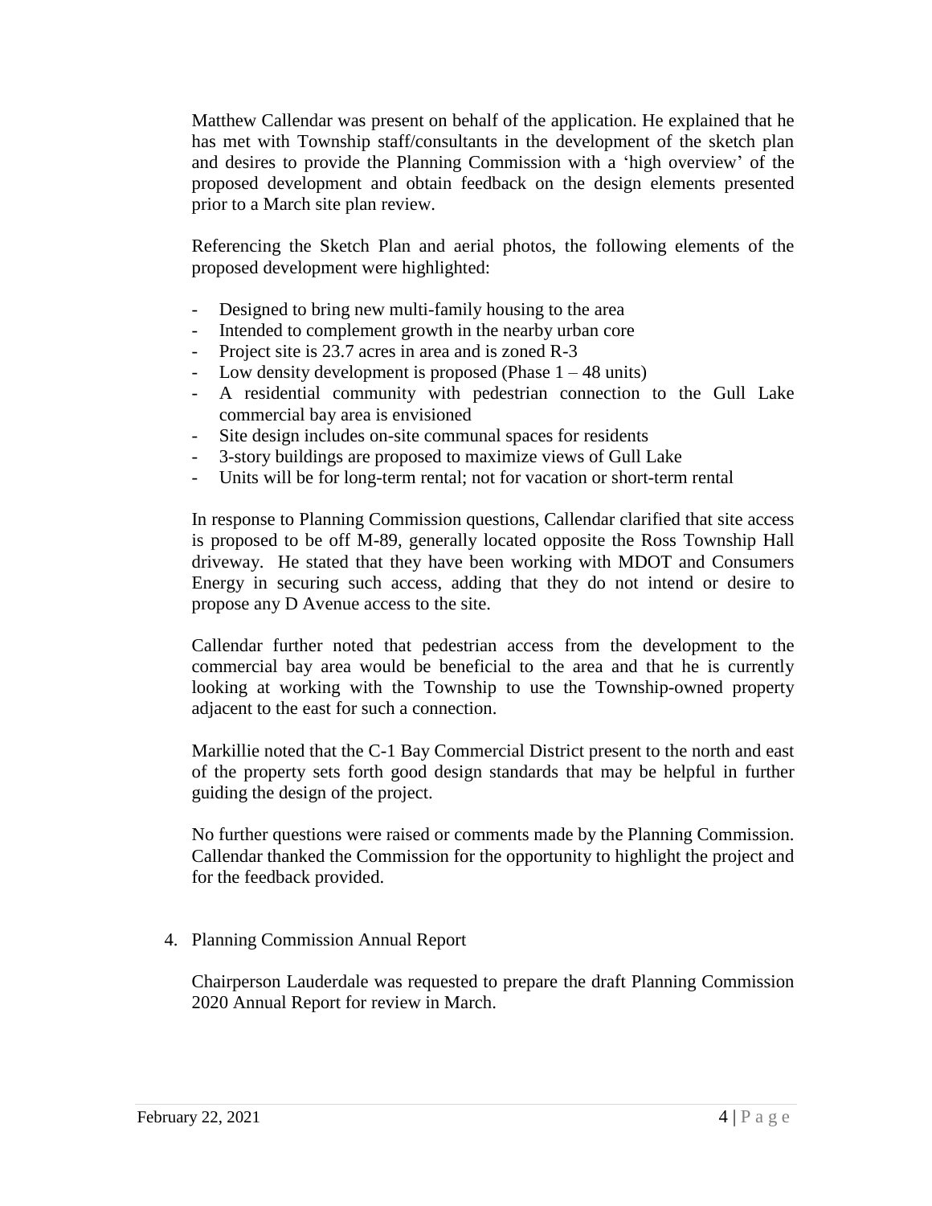Matthew Callendar was present on behalf of the application. He explained that he has met with Township staff/consultants in the development of the sketch plan and desires to provide the Planning Commission with a 'high overview' of the proposed development and obtain feedback on the design elements presented prior to a March site plan review.

Referencing the Sketch Plan and aerial photos, the following elements of the proposed development were highlighted:

- Designed to bring new multi-family housing to the area
- Intended to complement growth in the nearby urban core
- Project site is 23.7 acres in area and is zoned R-3
- Low density development is proposed (Phase 1 – 48 units)
- A residential community with pedestrian connection to the Gull Lake commercial bay area is envisioned
- Site design includes on-site communal spaces for residents
- 3-story buildings are proposed to maximize views of Gull Lake
- Units will be for long-term rental; not for vacation or short-term rental

In response to Planning Commission questions, Callendar clarified that site access is proposed to be off M-89, generally located opposite the Ross Township Hall driveway. He stated that they have been working with MDOT and Consumers Energy in securing such access, adding that they do not intend or desire to propose any D Avenue access to the site.

Callendar further noted that pedestrian access from the development to the commercial bay area would be beneficial to the area and that he is currently looking at working with the Township to use the Township-owned property adjacent to the east for such a connection.

Markillie noted that the C-1 Bay Commercial District present to the north and east of the property sets forth good design standards that may be helpful in further guiding the design of the project.

No further questions were raised or comments made by the Planning Commission. Callendar thanked the Commission for the opportunity to highlight the project and for the feedback provided.

4. Planning Commission Annual Report

   Chairperson Lauderdale was requested to prepare the draft Planning Commission 2020 Annual Report for review in March.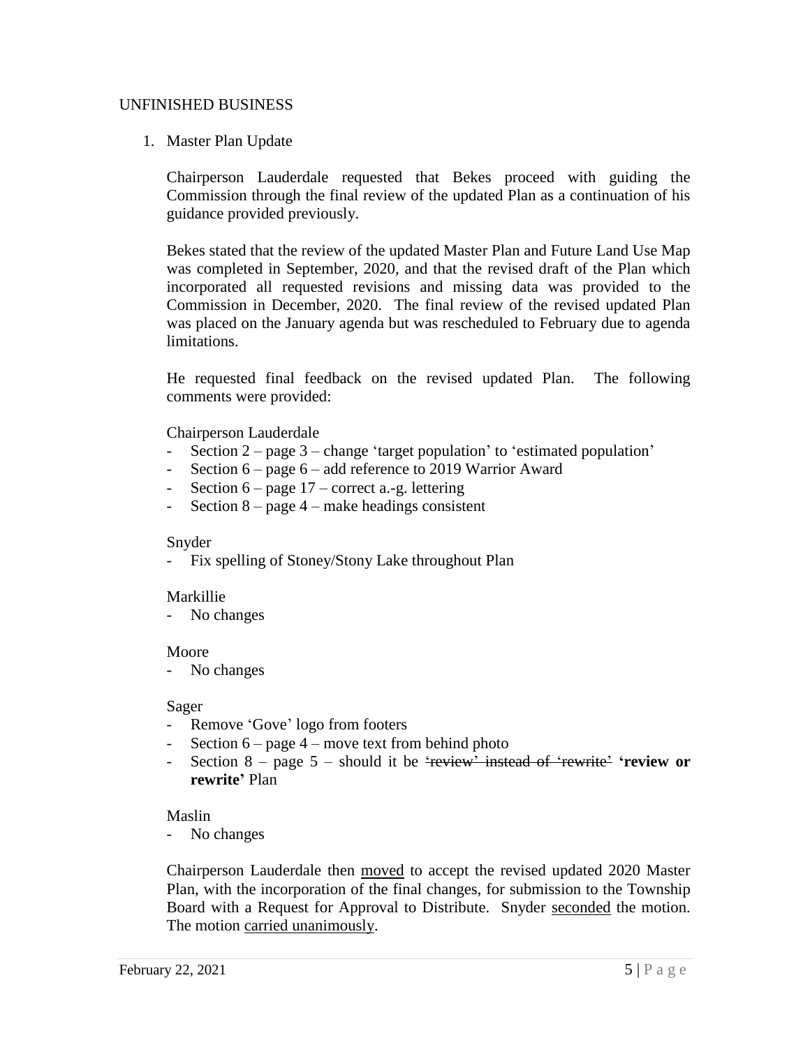UNFINISHED BUSINESS

1. Master Plan Update

   Chairperson Lauderdale requested that Bekes proceed with guiding the Commission through the final review of the updated Plan as a continuation of his guidance provided previously.

   Bekes stated that the review of the updated Master Plan and Future Land Use Map was completed in September, 2020, and that the revised draft of the Plan which incorporated all requested revisions and missing data was provided to the Commission in December, 2020. The final review of the revised updated Plan was placed on the January agenda but was rescheduled to February due to agenda limitations.

   He requested final feedback on the revised updated Plan. The following comments were provided:

   Chairperson Lauderdale
   - Section 2 – page 3 – change 'target population' to 'estimated population'
   - Section 6 – page 6 – add reference to 2019 Warrior Award
   - Section 6 – page 17 – correct a.-g. lettering
   - Section 8 – page 4 – make headings consistent

   Snyder
   - Fix spelling of Stoney/Stony Lake throughout Plan

   Markillie
   - No changes

   Moore
   - No changes

   Sager
   - Remove 'Gove' logo from footers
   - Section 6 – page 4 – move text from behind photo
   - Section 8 – page 5 – should it be ~~'review' instead of 'rewrite'~~ **'review or rewrite'** Plan

   Maslin
   - No changes

   Chairperson Lauderdale then <u>moved</u> to accept the revised updated 2020 Master Plan, with the incorporation of the final changes, for submission to the Township Board with a Request for Approval to Distribute. Snyder <u>seconded</u> the motion. The motion <u>carried unanimously</u>.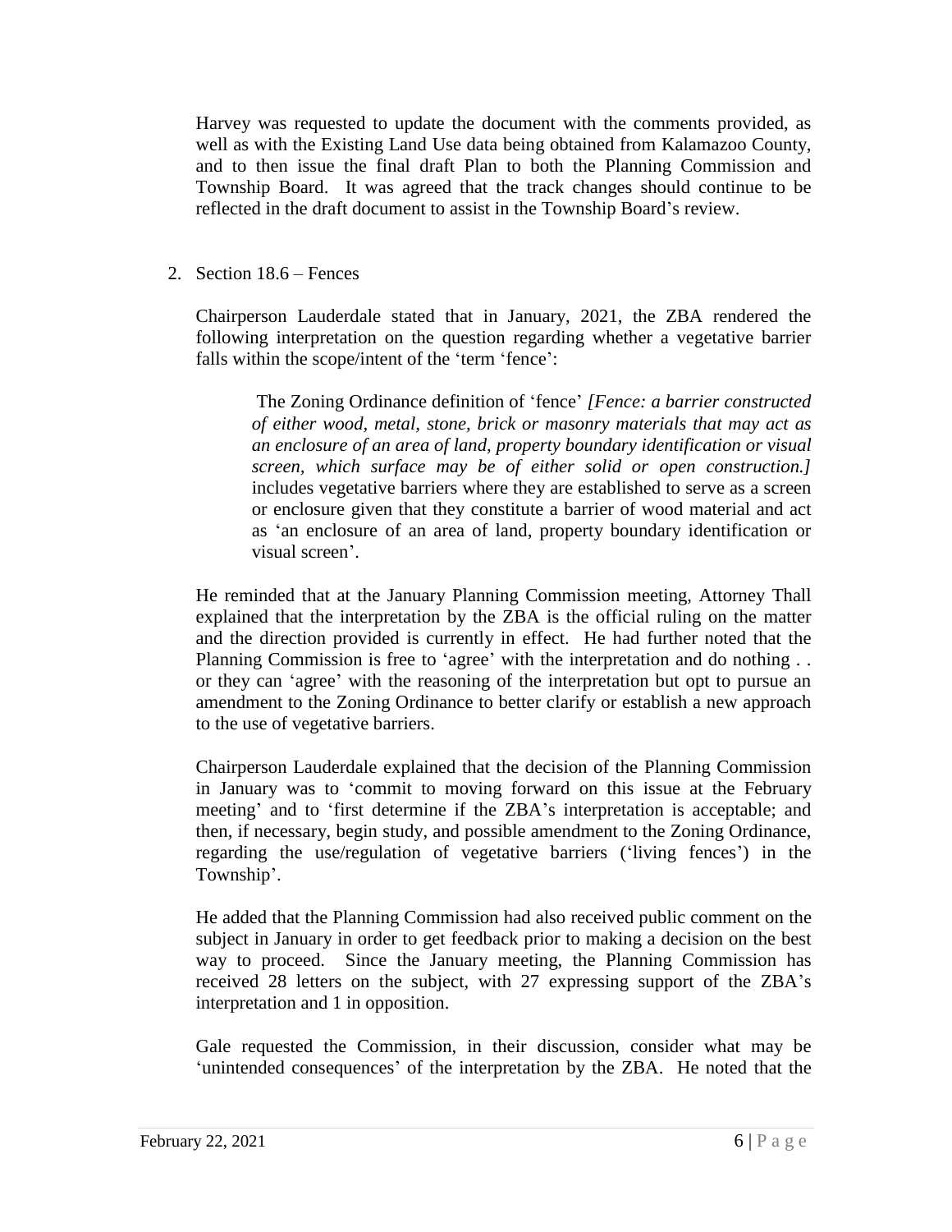Harvey was requested to update the document with the comments provided, as well as with the Existing Land Use data being obtained from Kalamazoo County, and to then issue the final draft Plan to both the Planning Commission and Township Board. It was agreed that the track changes should continue to be reflected in the draft document to assist in the Township Board's review.

2. Section 18.6 – Fences

   Chairperson Lauderdale stated that in January, 2021, the ZBA rendered the following interpretation on the question regarding whether a vegetative barrier falls within the scope/intent of the 'term 'fence':

   > The Zoning Ordinance definition of 'fence' *[Fence: a barrier constructed of either wood, metal, stone, brick or masonry materials that may act as an enclosure of an area of land, property boundary identification or visual screen, which surface may be of either solid or open construction.]* includes vegetative barriers where they are established to serve as a screen or enclosure given that they constitute a barrier of wood material and act as 'an enclosure of an area of land, property boundary identification or visual screen'.

   He reminded that at the January Planning Commission meeting, Attorney Thall explained that the interpretation by the ZBA is the official ruling on the matter and the direction provided is currently in effect. He had further noted that the Planning Commission is free to 'agree' with the interpretation and do nothing . . or they can 'agree' with the reasoning of the interpretation but opt to pursue an amendment to the Zoning Ordinance to better clarify or establish a new approach to the use of vegetative barriers.

   Chairperson Lauderdale explained that the decision of the Planning Commission in January was to 'commit to moving forward on this issue at the February meeting' and to 'first determine if the ZBA's interpretation is acceptable; and then, if necessary, begin study, and possible amendment to the Zoning Ordinance, regarding the use/regulation of vegetative barriers ('living fences') in the Township'.

   He added that the Planning Commission had also received public comment on the subject in January in order to get feedback prior to making a decision on the best way to proceed. Since the January meeting, the Planning Commission has received 28 letters on the subject, with 27 expressing support of the ZBA's interpretation and 1 in opposition.

   Gale requested the Commission, in their discussion, consider what may be 'unintended consequences' of the interpretation by the ZBA. He noted that the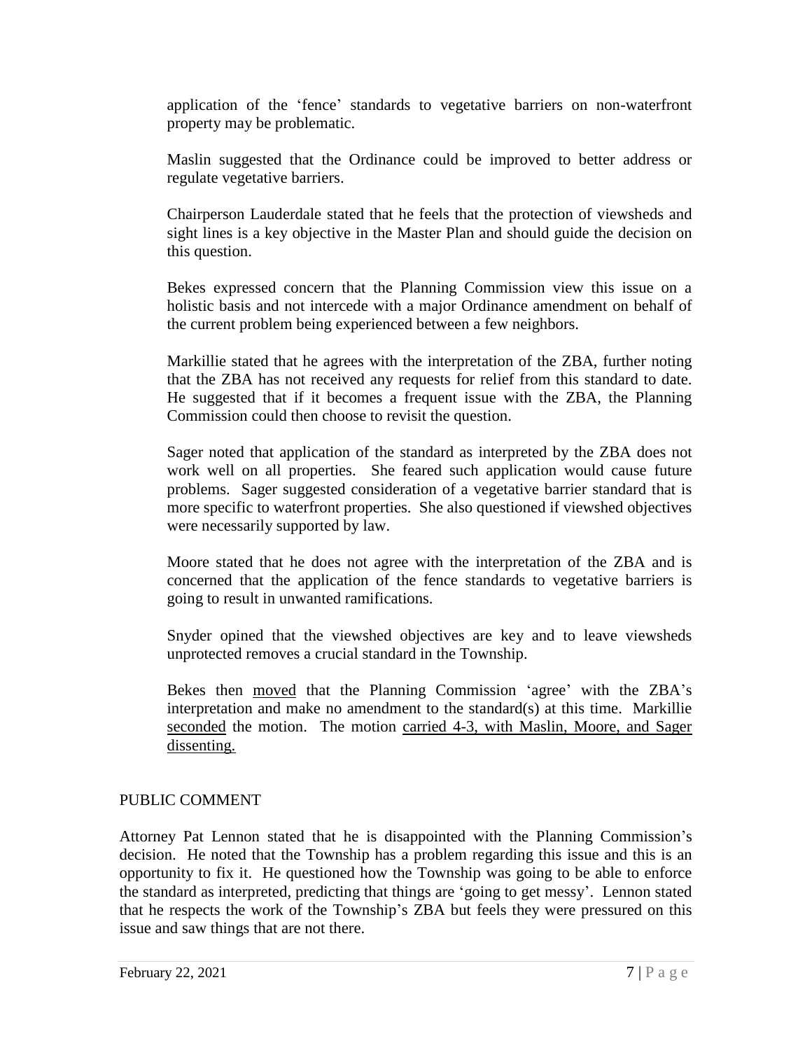application of the 'fence' standards to vegetative barriers on non-waterfront property may be problematic.

Maslin suggested that the Ordinance could be improved to better address or regulate vegetative barriers.

Chairperson Lauderdale stated that he feels that the protection of viewsheds and sight lines is a key objective in the Master Plan and should guide the decision on this question.

Bekes expressed concern that the Planning Commission view this issue on a holistic basis and not intercede with a major Ordinance amendment on behalf of the current problem being experienced between a few neighbors.

Markillie stated that he agrees with the interpretation of the ZBA, further noting that the ZBA has not received any requests for relief from this standard to date. He suggested that if it becomes a frequent issue with the ZBA, the Planning Commission could then choose to revisit the question.

Sager noted that application of the standard as interpreted by the ZBA does not work well on all properties. She feared such application would cause future problems. Sager suggested consideration of a vegetative barrier standard that is more specific to waterfront properties. She also questioned if viewshed objectives were necessarily supported by law.

Moore stated that he does not agree with the interpretation of the ZBA and is concerned that the application of the fence standards to vegetative barriers is going to result in unwanted ramifications.

Snyder opined that the viewshed objectives are key and to leave viewsheds unprotected removes a crucial standard in the Township.

Bekes then <u>moved</u> that the Planning Commission 'agree' with the ZBA's interpretation and make no amendment to the standard(s) at this time. Markillie <u>seconded</u> the motion. The motion <u>carried 4-3, with Maslin, Moore, and Sager dissenting.</u>

PUBLIC COMMENT

Attorney Pat Lennon stated that he is disappointed with the Planning Commission's decision. He noted that the Township has a problem regarding this issue and this is an opportunity to fix it. He questioned how the Township was going to be able to enforce the standard as interpreted, predicting that things are 'going to get messy'. Lennon stated that he respects the work of the Township's ZBA but feels they were pressured on this issue and saw things that are not there.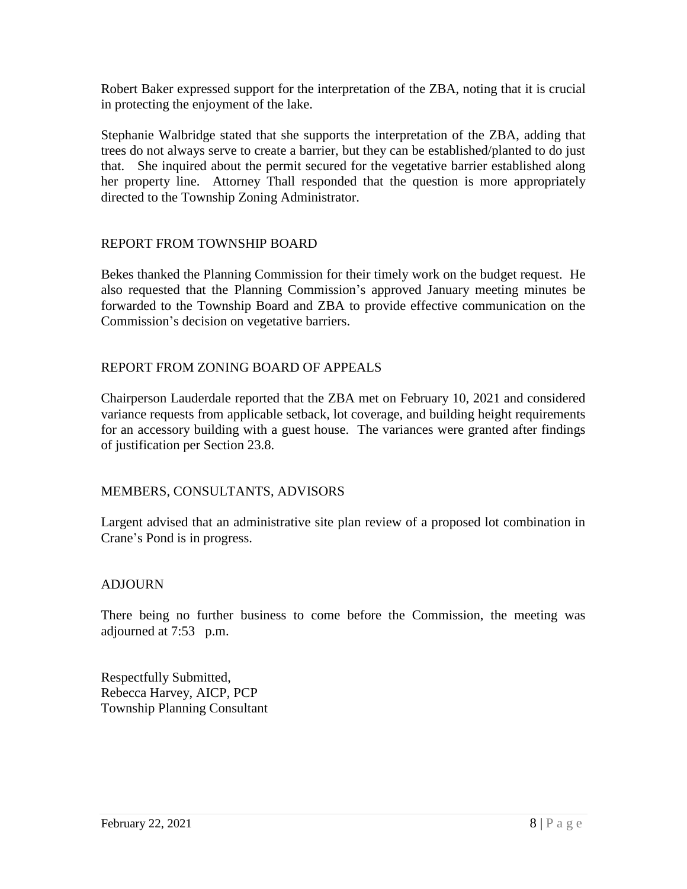Robert Baker expressed support for the interpretation of the ZBA, noting that it is crucial in protecting the enjoyment of the lake.

Stephanie Walbridge stated that she supports the interpretation of the ZBA, adding that trees do not always serve to create a barrier, but they can be established/planted to do just that. She inquired about the permit secured for the vegetative barrier established along her property line. Attorney Thall responded that the question is more appropriately directed to the Township Zoning Administrator.

## REPORT FROM TOWNSHIP BOARD

Bekes thanked the Planning Commission for their timely work on the budget request. He also requested that the Planning Commission's approved January meeting minutes be forwarded to the Township Board and ZBA to provide effective communication on the Commission's decision on vegetative barriers.

## REPORT FROM ZONING BOARD OF APPEALS

Chairperson Lauderdale reported that the ZBA met on February 10, 2021 and considered variance requests from applicable setback, lot coverage, and building height requirements for an accessory building with a guest house. The variances were granted after findings of justification per Section 23.8.

## MEMBERS, CONSULTANTS, ADVISORS

Largent advised that an administrative site plan review of a proposed lot combination in Crane's Pond is in progress.

## ADJOURN

There being no further business to come before the Commission, the meeting was adjourned at 7:53 p.m.

Respectfully Submitted,
Rebecca Harvey, AICP, PCP
Township Planning Consultant